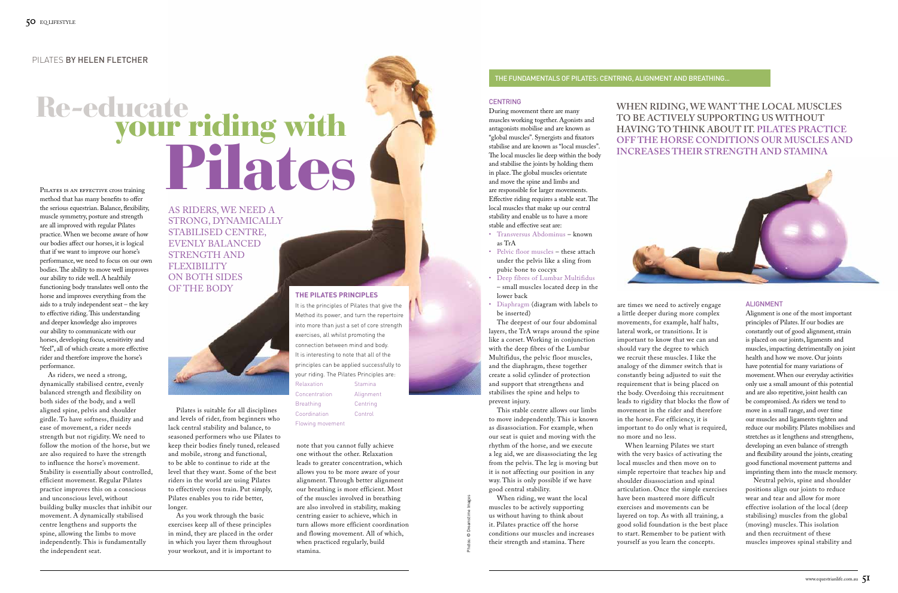PILATES BY HELEN FLETCHER

# Re-educate your riding with Pilates

Pilates is an effective cross training method that has many benefits to offer the serious equestrian. Balance, flexibility, muscle symmetry, posture and strength are all improved with regular Pilates practice. When we become aware of how our bodies affect our horses, it is logical that if we want to improve our horse's performance, we need to focus on our own bodies. The ability to move well improves our ability to ride well. A healthily functioning body translates well onto the horse and improves everything from the aids to a truly independent seat – the key to effective riding. This understanding and deeper knowledge also improves our ability to communicate with our horses, developing focus, sensitivity and "feel", all of which create a more effective rider and therefore improve the horse's performance.

As riders, we need a strong, dynamically stabilised centre, evenly balanced strength and flexibility on both sides of the body, and a well aligned spine, pelvis and shoulder girdle. To have softness, fluidity and ease of movement, a rider needs strength but not rigidity. We need to follow the motion of the horse, but we are also required to have the strength to influence the horse's movement. Stability is essentially about controlled, efficient movement. Regular Pilates practice improves this on a conscious and unconscious level, without building bulky muscles that inhibit our movement. A dynamically stabilised centre lengthens and supports the spine, allowing the limbs to move independently. This is fundamentally the independent seat.

AS RIDERS, WE NEED A STRONG, DYNAMICALLY STABILISED CENTRE, EVENLY BALANCED STRENGTH AND FLEXIBILITY ON BOTH SIDES OF THE BODY

Pilates is suitable for all disciplines and levels of rider, from beginners who lack central stability and balance, to seasoned performers who use Pilates to keep their bodies finely tuned, released and mobile, strong and functional, to be able to continue to ride at the level that they want. Some of the best riders in the world are using Pilates to effectively cross train. Put simply, Pilates enables you to ride better, longer.

As you work through the basic exercises keep all of these principles in mind, they are placed in the order in which you layer them throughout your workout, and it is important to note that you cannot fully achieve one without the other. Relaxation leads to greater concentration, which allows you to be more aware of your alignment. Through better alignment our breathing is more efficient. Most of the muscles involved in breathing are also involved in stability, making centring easier to achieve, which in turn allows more efficient coordination and flowing movement. All of which, when practiced regularly, build stamina.

### THE PILATES PRINCIPLES

It is the principles of Pilates that give the Method its power, and turn the repertoire into more than just a set of core strength exercises, all whilst promoting the connection between mind and body. It is interesting to note that all of the principles can be applied successfully to your riding. The Pilates Principles are:

- Relaxation
- Concentration
- Breathing
- Coordination
- Flowing movement
- Stamina
- Alignment
- Centring
- Control

## THE FUNDAMENTALS OF PILATES: CENTRING, ALIGNMENT AND BREATHING...

### CENTRING

During movement there are many muscles working together. Agonists and antagonists mobilise and are known as "global muscles". Synergists and fixators stabilise and are known as "local muscles". The local muscles lie deep within the body and stabilise the joints by holding them in place. The global muscles orientate and move the spine and limbs and are responsible for larger movements. Effective riding requires a stable seat. The local muscles that make up our central stability and enable us to have a more stable and effective seat are:

- Transversus Abdominus – known as TrA
- Pelvic floor muscles – these attach under the pelvis like a sling from pubic bone to coccyx
- Deep fibres of Lumbar Multifidus – small muscles located deep in the lower back
- Diaphragm (diagram with labels to be inserted)

The deepest of our four abdominal layers, the TrA wraps around the spine like a corset. Working in conjunction with the deep fibres of the Lumbar Multifidus, the pelvic floor muscles, and the diaphragm, these together create a solid cylinder of protection and support that strengthens and stabilises the spine and helps to prevent injury.

This stable centre allows our limbs to move independently. This is known as disassociation. For example, when our seat is quiet and moving with the rhythm of the horse, and we execute a leg aid, we are disassociating the leg from the pelvis. The leg is moving but it is not affecting our position in any way. This is only possible if we have good central stability.

When riding, we want the local muscles to be actively supporting us without having to think about it. Pilates practice off the horse conditions our muscles and increases their strength and stamina. There are times we need to actively engage a little deeper during more complex movements, for example, half halts, lateral work, or transitions. It is important to know that we can and should vary the degree to which we recruit these muscles. I like the analogy of the dimmer switch that is constantly being adjusted to suit the requirement that is being placed on the body. Overdoing this recruitment leads to rigidity that blocks the flow of movement in the rider and therefore in the horse. For efficiency, it is important to do only what is required, no more and no less.

When learning Pilates we start with the very basics of activating the local muscles and then move on to simple repertoire that teaches hip and shoulder disassociation and spinal articulation. Once the simple exercises have been mastered more difficult exercises and movements can be layered on top. As with all training, a good solid foundation is the best place to start. Remember to be patient with yourself as you learn the concepts.

WHEN RIDING, WE WANT THE LOCAL MUSCLES TO BE ACTIVELY SUPPORTING US WITHOUT HAVING TO THINK ABOUT IT. PILATES PRACTICE OFF THE HORSE CONDITIONS OUR MUSCLES AND INCREASES THEIR STRENGTH AND STAMINA

Photos: © Dreamstime Images

### ALIGNMENT

Alignment is one of the most important principles of Pilates. If our bodies are constantly out of good alignment, strain is placed on our joints, ligaments and muscles, impacting detrimentally on joint health and how we move. Our joints have potential for many variations of movement. When our everyday activities only use a small amount of this potential and are also repetitive, joint health can be compromised. As riders we tend to move in a small range, and over time our muscles and ligaments tighten and reduce our mobility. Pilates mobilises and stretches as it lengthens and strengthens, developing an even balance of strength and flexibility around the joints, creating good functional movement patterns and imprinting them into the muscle memory.

Neutral pelvis, spine and shoulder positions align our joints to reduce wear and tear and allow for more effective isolation of the local (deep stabilising) muscles from the global (moving) muscles. This isolation and then recruitment of these muscles improves spinal stability and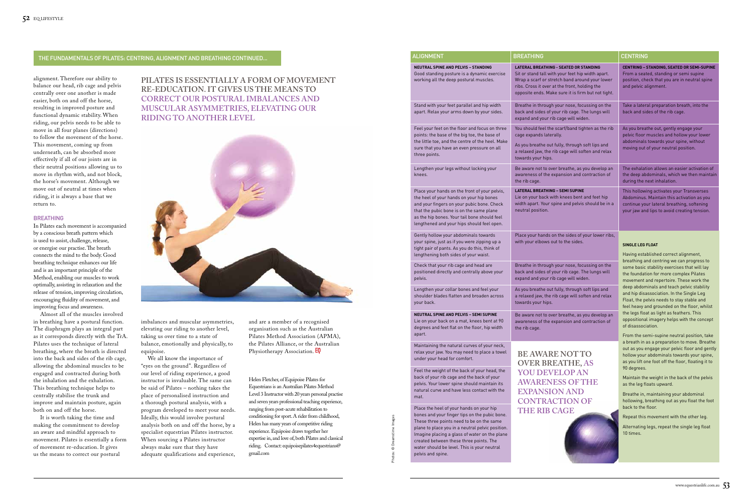## THE FUNDAMENTALS OF PILATES: CENTRING, ALIGNMENT AND BREATHING CONTINUED...

alignment. Therefore our ability to balance our head, rib cage and pelvis centrally over one another is made easier, both on and off the horse, resulting in improved posture and functional dynamic stability. When riding, our pelvis needs to be able to move in all four planes (directions) to follow the movement of the horse. This movement, coming up from underneath, can be absorbed more effectively if all of our joints are in their neutral positions allowing us to move in rhythm with, and not block, the horse's movement. Although we move out of neutral at times when riding, it is always a base that we return to.

### BREATHING

In Pilates each movement is accompanied by a conscious breath pattern which is used to assist, challenge, release, or energise our practise. The breath connects the mind to the body. Good breathing technique enhances our life and is an important principle of the Method, enabling our muscles to work optimally, assisting in relaxation and the release of tension, improving circulation, encouraging fluidity of movement, and improving focus and awareness.

Almost all of the muscles involved in breathing have a postural function. The diaphragm plays an integral part as it corresponds directly with the TrA. Pilates uses the technique of lateral breathing, where the breath is directed into the back and sides of the rib cage, allowing the abdominal muscles to be engaged and contracted during both the inhalation and the exhalation. This breathing technique helps to centrally stabilise the trunk and improve and maintain posture, again both on and off the horse.

It is worth taking the time and making the commitment to develop an aware and mindful approach to movement. Pilates is essentially a form of movement re-education. It gives us the means to correct our postural imbalances and muscular asymmetries, elevating our riding to another level, taking us over time to a state of balance, emotionally and physically, to equipoise.

We all know the importance of "eyes on the ground". Regardless of our level of riding experience, a good instructor is invaluable. The same can be said of Pilates – nothing takes the place of personalised instruction and a thorough postural analysis, with a program developed to meet your needs. Ideally, this would involve postural analysis both on and off the horse, by a specialist equestrian Pilates instructor. When sourcing a Pilates instructor always make sure that they have adequate qualifications and experience, and are a member of a recognised organisation such as the Australian Pilates Method Association (APMA), the Pilates Alliance, or the Australian Physiotherapy Association. EQ

**PILATES IS ESSENTIALLY A FORM OF MOVEMENT RE-EDUCATION. IT GIVES US THE MEANS TO CORRECT OUR POSTURAL IMBALANCES AND MUSCULAR ASYMMETRIES, ELEVATING OUR RIDING TO ANOTHER LEVEL**

Helen Fletcher, of Equipoise Pilates for Equestrians is an Australian Pilates Method Level 3 Instructor with 20 years personal practise and seven years professional teaching experience, ranging from post-acute rehabilitation to conditioning for sport. A rider from childhood, Helen has many years of competitive riding experience. Equipoise draws together her expertise in, and love of, both Pilates and classical riding. Contact: equipoisepilates4equestrians@gmail.com

Photos: © Dreamstime Images

| ALIGNMENT | BREATHING | CENTRING |
|---|---|---|
| **NEUTRAL SPINE AND PELVIS – STANDING** Good standing posture is a dynamic exercise working all the deep postural muscles. | **LATERAL BREATHING – SEATED OR STANDING** Sit or stand tall with your feet hip width apart. Wrap a scarf or stretch band around your lower ribs. Cross it over at the front, holding the opposite ends. Make sure it is firm but not tight. | **CENTRING – STANDING, SEATED OR SEMI-SUPINE** From a seated, standing or semi supine position, check that you are in neutral spine and pelvic alignment. |
| Stand with your feet parallel and hip width apart. Relax your arms down by your sides. | Breathe in through your nose, focussing on the back and sides of your rib cage. The lungs will expand and your rib cage will widen. | Take a lateral preparation breath, into the back and sides of the rib cage. |
| Feel your feet on the floor and focus on three points: the base of the big toe, the base of the little toe, and the centre of the heel. Make sure that you have an even pressure on all three points. | You should feel the scarf/band tighten as the rib cage expands laterally. As you breathe out fully, through soft lips and a relaxed jaw, the rib cage will soften and relax towards your hips. | As you breathe out, gently engage your pelvic floor muscles and hollow your lower abdominals towards your spine, without moving out of your neutral position. |
| Lengthen your legs without locking your knees. | Be aware not to over breathe, as you develop an awareness of the expansion and contraction of the rib cage. | The exhalation allows an easier activation of the deep abdominals, which we then maintain during the next inhalation. |
| Place your hands on the front of your pelvis, the heel of your hands on your hip bones and your fingers on your pubic bone. Check that the pubic bone is on the same plane as the hip bones. Your tail bone should feel lengthened and your hips should feel open. | **LATERAL BREATHING – SEMI SUPINE** Lie on your back with knees bent and feet hip width apart. Your spine and pelvis should be in a neutral position. | This hollowing activates your Transverses Abdominus. Maintain this activation as you continue your lateral breathing, softening your jaw and lips to avoid creating tension. |
| Gently hollow your abdominals towards your spine, just as if you were zipping up a tight pair of pants. As you do this, think of lengthening both sides of your waist. | Place your hands on the sides of your lower ribs, with your elbows out to the sides. | |
| Check that your rib cage and head are positioned directly and centrally above your pelvis. | Breathe in through your nose, focussing on the back and sides of your rib cage. The lungs will expand and your rib cage will widen. | |
| Lengthen your collar bones and feel your shoulder blades flatten and broaden across your back. | As you breathe out fully, through soft lips and a relaxed jaw, the rib cage will soften and relax towards your hips. | |
| **NEUTRAL SPINE AND PELVIS – SEMI SUPINE** Lie on your back on a mat, knees bent at 90 degrees and feet flat on the floor, hip width apart. | Be aware not to over breathe, as you develop an awareness of the expansion and contraction of the rib cage. | |
| Maintaining the natural curves of your neck, relax your jaw. You may need to place a towel under your head for comfort. | | |
| Feel the weight of the back of your head, the back of your rib cage and the back of your pelvis. Your lower spine should maintain its natural curve and have less contact with the mat. | | |
| Place the heel of your hands on your hip bones and your finger tips on the pubic bone. These three points need to be on the same plane to place you in a neutral pelvic position. Imagine placing a glass of water on the plane created between these three points. The water should be level. This is your neutral pelvis and spine. | | |

**BE AWARE NOT TO OVER BREATHE, AS YOU DEVELOP AN AWARENESS OF THE EXPANSION AND CONTRACTION OF THE RIB CAGE**

#### SINGLE LEG FLOAT

Having established correct alignment, breathing and centring we can progress to some basic stability exercises that will lay the foundation for more complex Pilates movement and repertoire. These work the deep abdominals and teach pelvic stability and hip disassociation. In the Single Leg Float, the pelvis needs to stay stable and feel heavy and grounded on the floor, whilst the legs float as light as feathers. This oppositional imagery helps with the concept of disassociation.

From the semi-supine neutral position, take a breath in as a preparation to move. Breathe out as you engage your pelvic floor and gently hollow your abdominals towards your spine, as you lift one foot off the floor, floating it to 90 degrees.

Maintain the weight in the back of the pelvis as the leg floats upward.

Breathe in, maintaining your abdominal hollowing, breathing out as you float the foot back to the floor.

Repeat this movement with the other leg.

Alternating legs, repeat the single leg float 10 times.